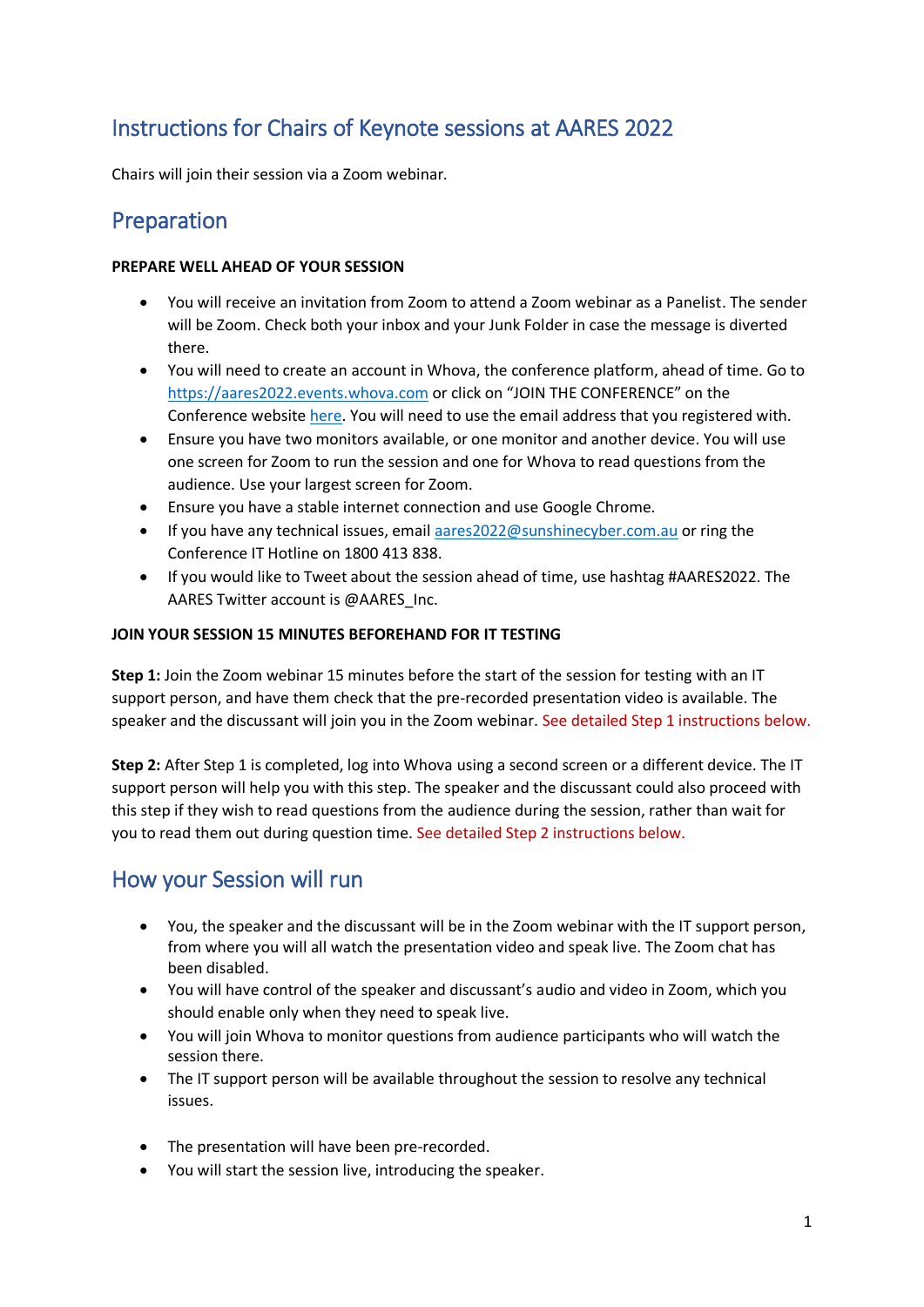# Instructions for Chairs of Keynote sessions at AARES 2022

Chairs will join their session via a Zoom webinar.

## Preparation

**PREPARE WELL AHEAD OF YOUR SESSION**

- You will receive an invitation from Zoom to attend a Zoom webinar as a Panelist. The sender will be Zoom. Check both your inbox and your Junk Folder in case the message is diverted there.
- You will need to create an account in Whova, the conference platform, ahead of time. Go to https://aares2022.events.whova.com or click on "JOIN THE CONFERENCE" on the Conference website here. You will need to use the email address that you registered with.
- Ensure you have two monitors available, or one monitor and another device. You will use one screen for Zoom to run the session and one for Whova to read questions from the audience. Use your largest screen for Zoom.
- Ensure you have a stable internet connection and use Google Chrome.
- If you have any technical issues, email aares2022@sunshinecyber.com.au or ring the Conference IT Hotline on 1800 413 838.
- If you would like to Tweet about the session ahead of time, use hashtag #AARES2022. The AARES Twitter account is @AARES_Inc.

**JOIN YOUR SESSION 15 MINUTES BEFOREHAND FOR IT TESTING**

**Step 1:** Join the Zoom webinar 15 minutes before the start of the session for testing with an IT support person, and have them check that the pre-recorded presentation video is available. The speaker and the discussant will join you in the Zoom webinar. See detailed Step 1 instructions below.

**Step 2:** After Step 1 is completed, log into Whova using a second screen or a different device. The IT support person will help you with this step. The speaker and the discussant could also proceed with this step if they wish to read questions from the audience during the session, rather than wait for you to read them out during question time. See detailed Step 2 instructions below.

## How your Session will run

- You, the speaker and the discussant will be in the Zoom webinar with the IT support person, from where you will all watch the presentation video and speak live. The Zoom chat has been disabled.
- You will have control of the speaker and discussant's audio and video in Zoom, which you should enable only when they need to speak live.
- You will join Whova to monitor questions from audience participants who will watch the session there.
- The IT support person will be available throughout the session to resolve any technical issues.

- The presentation will have been pre-recorded.
- You will start the session live, introducing the speaker.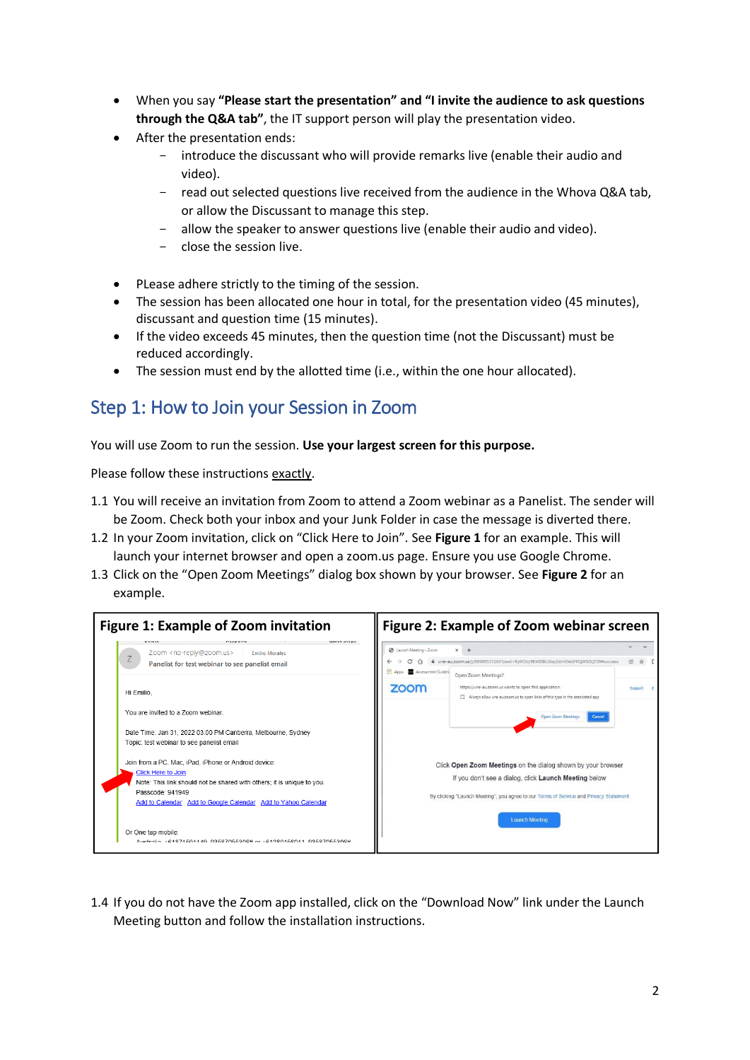- When you say **"Please start the presentation" and "I invite the audience to ask questions through the Q&A tab"**, the IT support person will play the presentation video.
- After the presentation ends:
  - introduce the discussant who will provide remarks live (enable their audio and video).
  - read out selected questions live received from the audience in the Whova Q&A tab, or allow the Discussant to manage this step.
  - allow the speaker to answer questions live (enable their audio and video).
  - close the session live.

- PLease adhere strictly to the timing of the session.
- The session has been allocated one hour in total, for the presentation video (45 minutes), discussant and question time (15 minutes).
- If the video exceeds 45 minutes, then the question time (not the Discussant) must be reduced accordingly.
- The session must end by the allotted time (i.e., within the one hour allocated).

## Step 1: How to Join your Session in Zoom

You will use Zoom to run the session. **Use your largest screen for this purpose.**

Please follow these instructions exactly.

1.1 You will receive an invitation from Zoom to attend a Zoom webinar as a Panelist. The sender will be Zoom. Check both your inbox and your Junk Folder in case the message is diverted there.

1.2 In your Zoom invitation, click on "Click Here to Join". See **Figure 1** for an example. This will launch your internet browser and open a zoom.us page. Ensure you use Google Chrome.

1.3 Click on the "Open Zoom Meetings" dialog box shown by your browser. See **Figure 2** for an example.

**Figure 1: Example of Zoom invitation**

**Figure 2: Example of Zoom webinar screen**

1.4 If you do not have the Zoom app installed, click on the "Download Now" link under the Launch Meeting button and follow the installation instructions.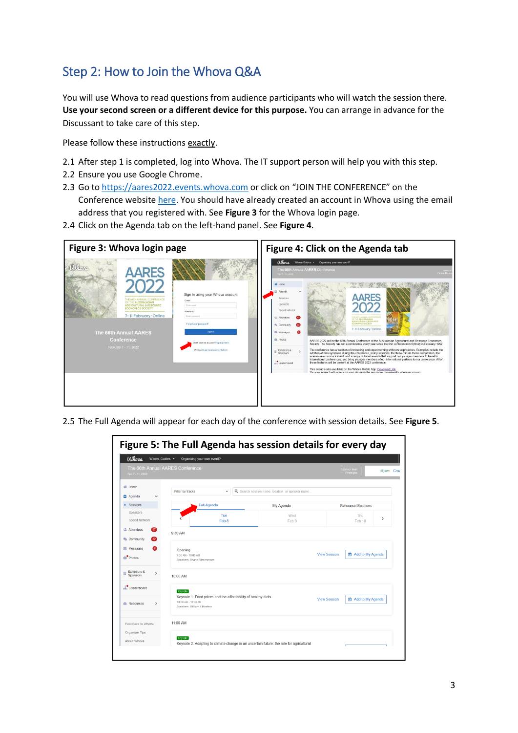## Step 2: How to Join the Whova Q&A

You will use Whova to read questions from audience participants who will watch the session there. **Use your second screen or a different device for this purpose.** You can arrange in advance for the Discussant to take care of this step.

Please follow these instructions exactly.

2.1 After step 1 is completed, log into Whova. The IT support person will help you with this step.

2.2 Ensure you use Google Chrome.

2.3 Go to https://aares2022.events.whova.com or click on "JOIN THE CONFERENCE" on the Conference website here. You should have already created an account in Whova using the email address that you registered with. See **Figure 3** for the Whova login page.

2.4 Click on the Agenda tab on the left-hand panel. See **Figure 4**.

**Figure 3: Whova login page**

**Figure 4: Click on the Agenda tab**

2.5 The Full Agenda will appear for each day of the conference with session details. See **Figure 5**.

**Figure 5: The Full Agenda has session details for every day**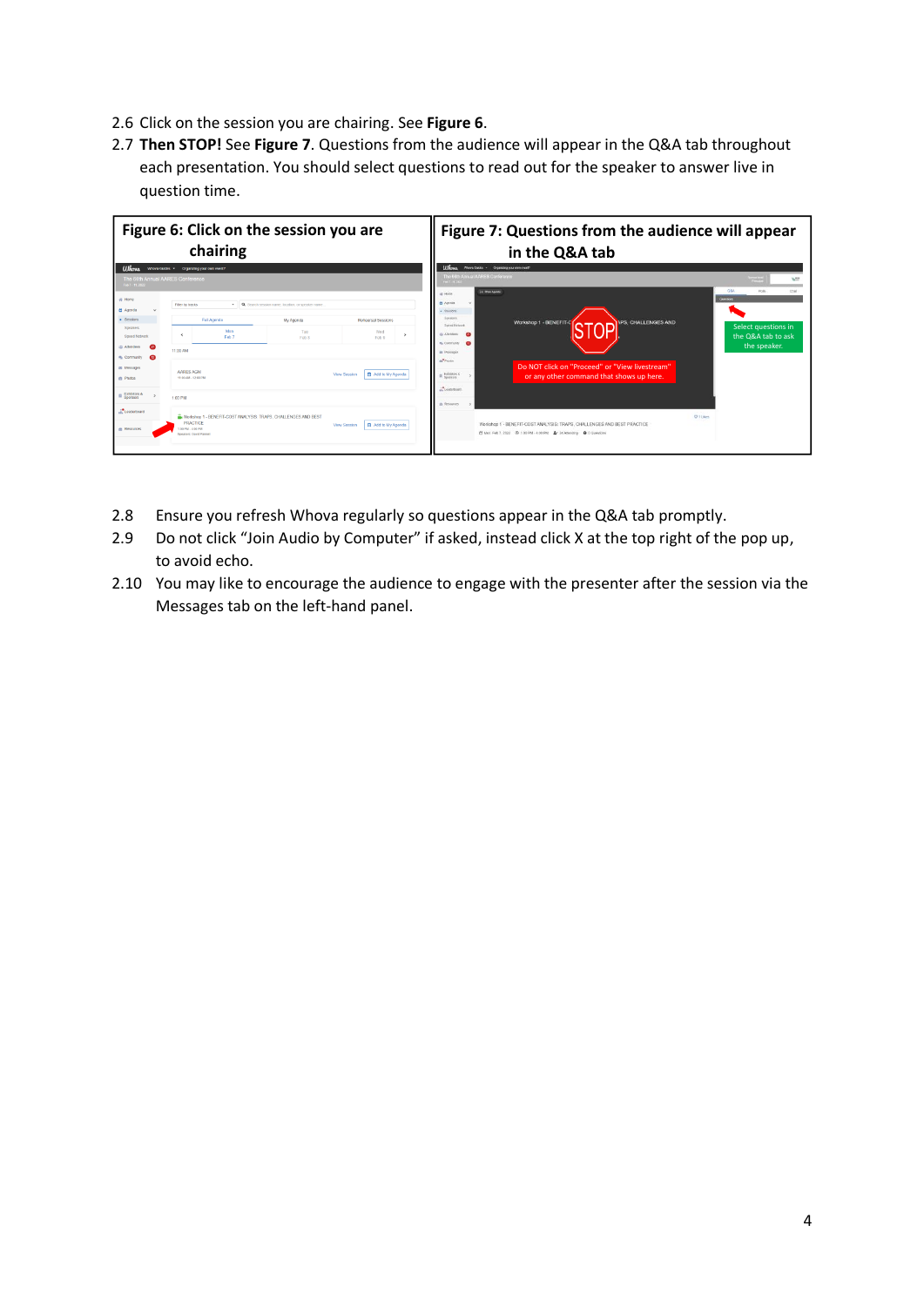2.6 Click on the session you are chairing. See **Figure 6**.

2.7 **Then STOP!** See **Figure 7**. Questions from the audience will appear in the Q&A tab throughout each presentation. You should select questions to read out for the speaker to answer live in question time.

| Figure 6: Click on the session you are chairing | Figure 7: Questions from the audience will appear in the Q&A tab |
| --- | --- |
| | |

2.8 Ensure you refresh Whova regularly so questions appear in the Q&A tab promptly.

2.9 Do not click “Join Audio by Computer” if asked, instead click X at the top right of the pop up, to avoid echo.

2.10 You may like to encourage the audience to engage with the presenter after the session via the Messages tab on the left-hand panel.